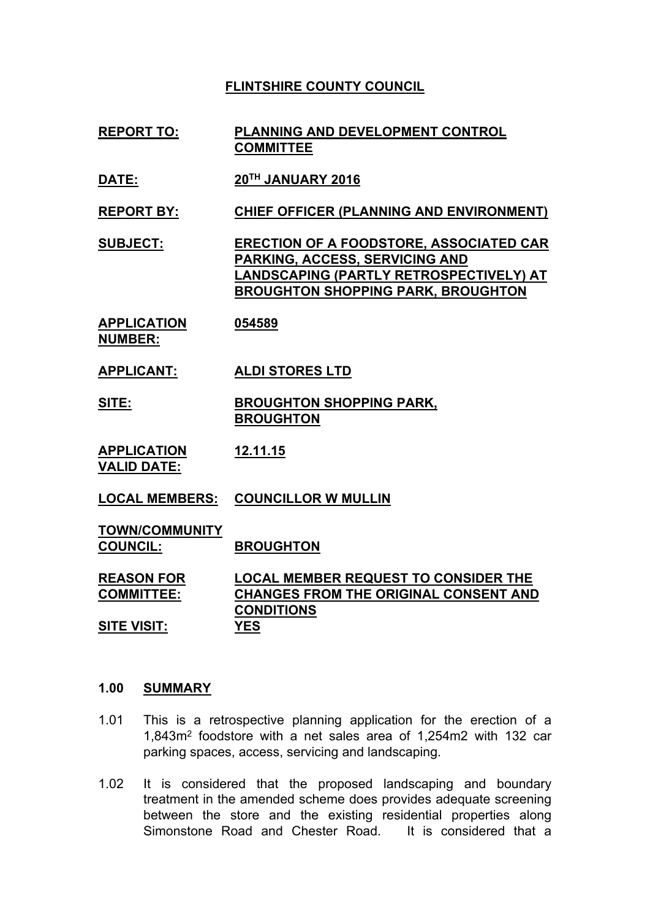# FLINTSHIRE COUNTY COUNCIL

| | |
|---|---|
| **REPORT TO:** | **PLANNING AND DEVELOPMENT CONTROL COMMITTEE** |
| **DATE:** | **20TH JANUARY 2016** |
| **REPORT BY:** | **CHIEF OFFICER (PLANNING AND ENVIRONMENT)** |
| **SUBJECT:** | **ERECTION OF A FOODSTORE, ASSOCIATED CAR PARKING, ACCESS, SERVICING AND LANDSCAPING (PARTLY RETROSPECTIVELY) AT BROUGHTON SHOPPING PARK, BROUGHTON** |
| **APPLICATION NUMBER:** | **054589** |
| **APPLICANT:** | **ALDI STORES LTD** |
| **SITE:** | **BROUGHTON SHOPPING PARK, BROUGHTON** |
| **APPLICATION VALID DATE:** | **12.11.15** |
| **LOCAL MEMBERS:** | **COUNCILLOR W MULLIN** |
| **TOWN/COMMUNITY COUNCIL:** | **BROUGHTON** |
| **REASON FOR COMMITTEE:** | **LOCAL MEMBER REQUEST TO CONSIDER THE CHANGES FROM THE ORIGINAL CONSENT AND CONDITIONS** |
| **SITE VISIT:** | **YES** |

## 1.00 SUMMARY

1.01 This is a retrospective planning application for the erection of a 1,843m$^2$ foodstore with a net sales area of 1,254m2 with 132 car parking spaces, access, servicing and landscaping.

1.02 It is considered that the proposed landscaping and boundary treatment in the amended scheme does provides adequate screening between the store and the existing residential properties along Simonstone Road and Chester Road. It is considered that a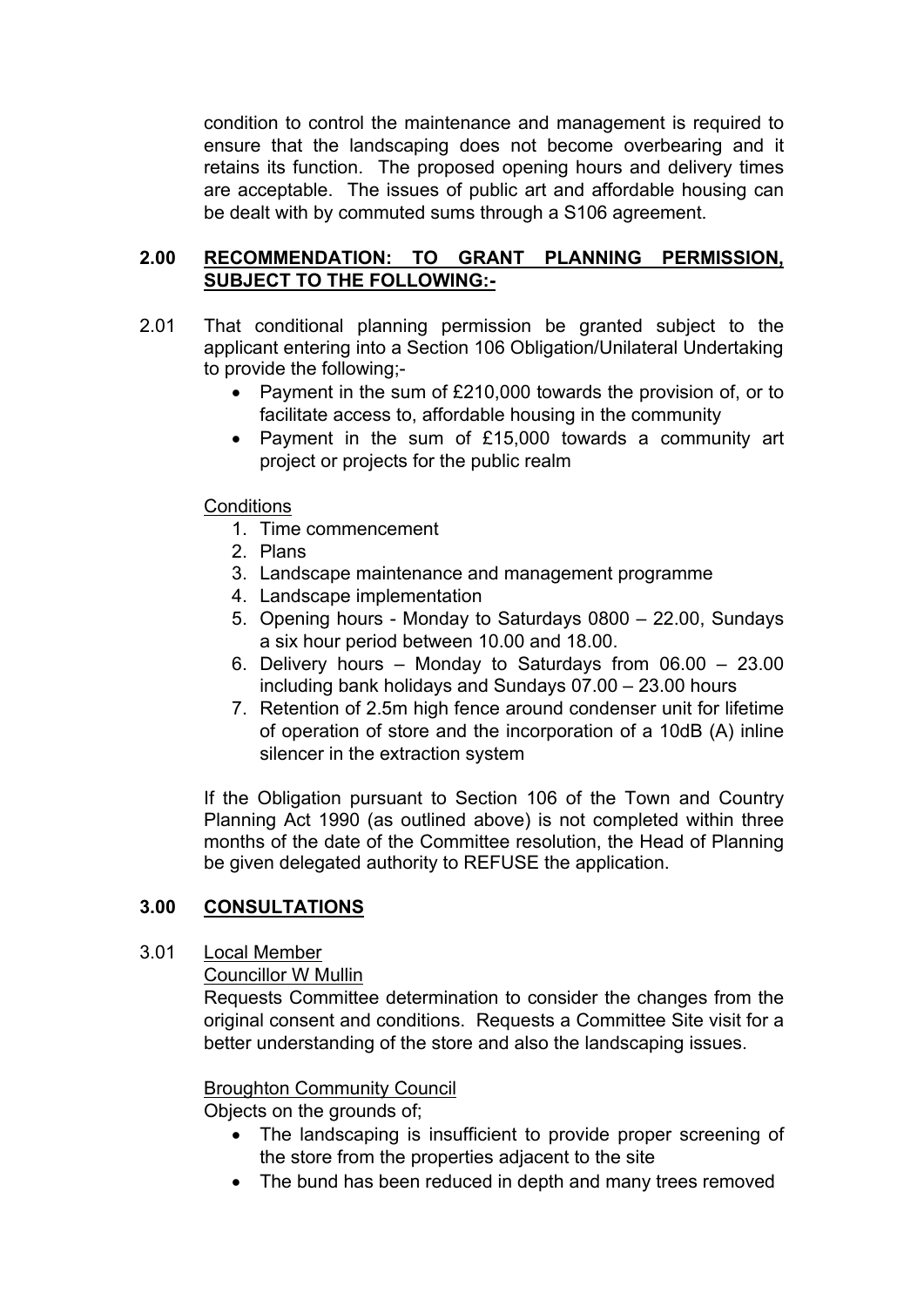condition to control the maintenance and management is required to ensure that the landscaping does not become overbearing and it retains its function. The proposed opening hours and delivery times are acceptable. The issues of public art and affordable housing can be dealt with by commuted sums through a S106 agreement.

## 2.00 RECOMMENDATION: TO GRANT PLANNING PERMISSION, SUBJECT TO THE FOLLOWING:-

2.01 That conditional planning permission be granted subject to the applicant entering into a Section 106 Obligation/Unilateral Undertaking to provide the following;-

- Payment in the sum of £210,000 towards the provision of, or to facilitate access to, affordable housing in the community
- Payment in the sum of £15,000 towards a community art project or projects for the public realm

Conditions

1. Time commencement
2. Plans
3. Landscape maintenance and management programme
4. Landscape implementation
5. Opening hours - Monday to Saturdays 0800 – 22.00, Sundays a six hour period between 10.00 and 18.00.
6. Delivery hours – Monday to Saturdays from 06.00 – 23.00 including bank holidays and Sundays 07.00 – 23.00 hours
7. Retention of 2.5m high fence around condenser unit for lifetime of operation of store and the incorporation of a 10dB (A) inline silencer in the extraction system

If the Obligation pursuant to Section 106 of the Town and Country Planning Act 1990 (as outlined above) is not completed within three months of the date of the Committee resolution, the Head of Planning be given delegated authority to REFUSE the application.

## 3.00 CONSULTATIONS

3.01 Local Member

Councillor W Mullin

Requests Committee determination to consider the changes from the original consent and conditions. Requests a Committee Site visit for a better understanding of the store and also the landscaping issues.

Broughton Community Council

Objects on the grounds of;

- The landscaping is insufficient to provide proper screening of the store from the properties adjacent to the site
- The bund has been reduced in depth and many trees removed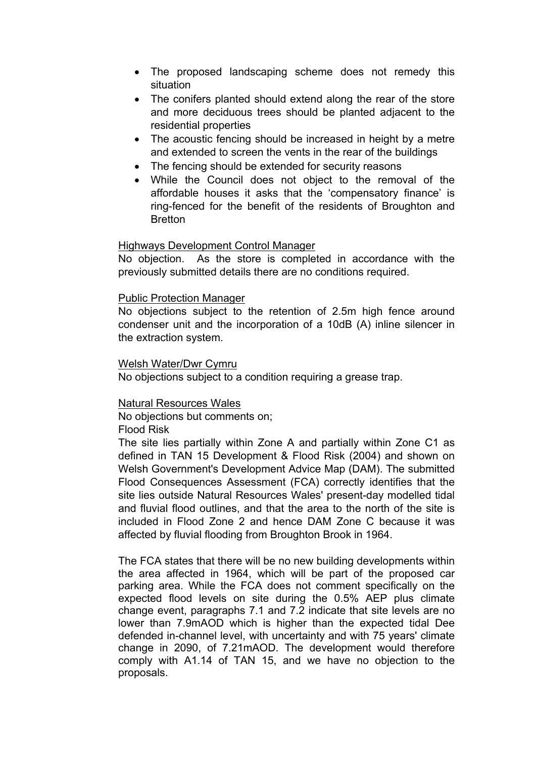- The proposed landscaping scheme does not remedy this situation
- The conifers planted should extend along the rear of the store and more deciduous trees should be planted adjacent to the residential properties
- The acoustic fencing should be increased in height by a metre and extended to screen the vents in the rear of the buildings
- The fencing should be extended for security reasons
- While the Council does not object to the removal of the affordable houses it asks that the 'compensatory finance' is ring-fenced for the benefit of the residents of Broughton and Bretton

<u>Highways Development Control Manager</u>
No objection. As the store is completed in accordance with the previously submitted details there are no conditions required.

<u>Public Protection Manager</u>
No objections subject to the retention of 2.5m high fence around condenser unit and the incorporation of a 10dB (A) inline silencer in the extraction system.

<u>Welsh Water/Dwr Cymru</u>
No objections subject to a condition requiring a grease trap.

<u>Natural Resources Wales</u>
No objections but comments on;
Flood Risk
The site lies partially within Zone A and partially within Zone C1 as defined in TAN 15 Development & Flood Risk (2004) and shown on Welsh Government's Development Advice Map (DAM). The submitted Flood Consequences Assessment (FCA) correctly identifies that the site lies outside Natural Resources Wales' present-day modelled tidal and fluvial flood outlines, and that the area to the north of the site is included in Flood Zone 2 and hence DAM Zone C because it was affected by fluvial flooding from Broughton Brook in 1964.

The FCA states that there will be no new building developments within the area affected in 1964, which will be part of the proposed car parking area. While the FCA does not comment specifically on the expected flood levels on site during the 0.5% AEP plus climate change event, paragraphs 7.1 and 7.2 indicate that site levels are no lower than 7.9mAOD which is higher than the expected tidal Dee defended in-channel level, with uncertainty and with 75 years' climate change in 2090, of 7.21mAOD. The development would therefore comply with A1.14 of TAN 15, and we have no objection to the proposals.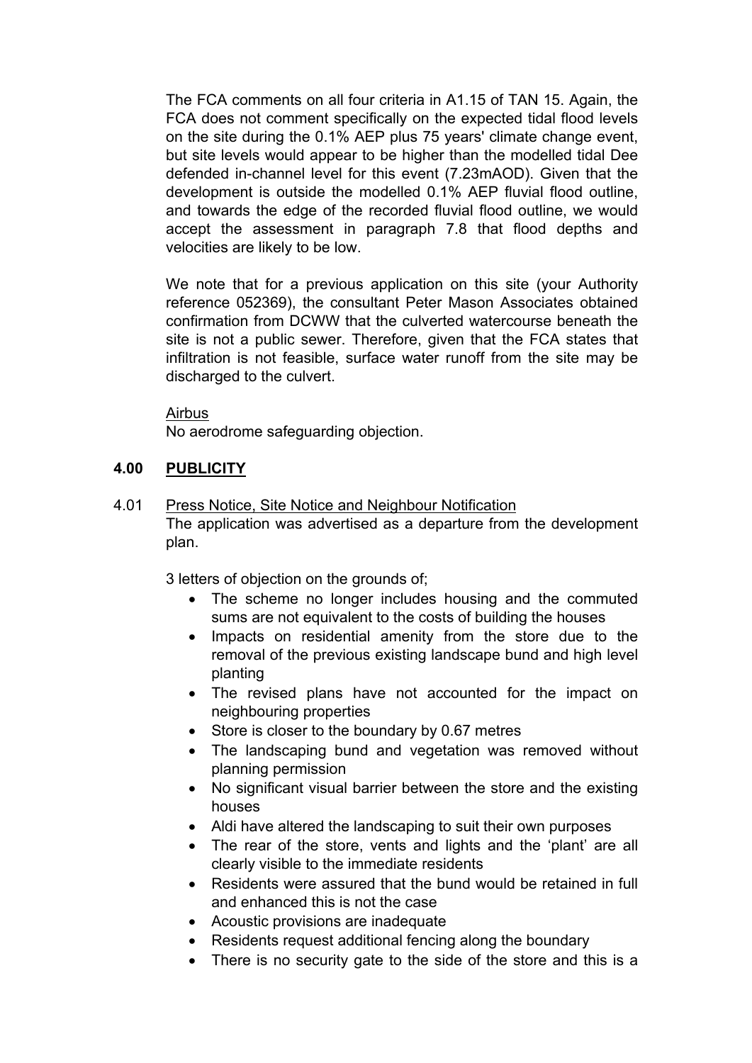The FCA comments on all four criteria in A1.15 of TAN 15. Again, the FCA does not comment specifically on the expected tidal flood levels on the site during the 0.1% AEP plus 75 years' climate change event, but site levels would appear to be higher than the modelled tidal Dee defended in-channel level for this event (7.23mAOD). Given that the development is outside the modelled 0.1% AEP fluvial flood outline, and towards the edge of the recorded fluvial flood outline, we would accept the assessment in paragraph 7.8 that flood depths and velocities are likely to be low.

We note that for a previous application on this site (your Authority reference 052369), the consultant Peter Mason Associates obtained confirmation from DCWW that the culverted watercourse beneath the site is not a public sewer. Therefore, given that the FCA states that infiltration is not feasible, surface water runoff from the site may be discharged to the culvert.

Airbus
No aerodrome safeguarding objection.

## 4.00 PUBLICITY

4.01 Press Notice, Site Notice and Neighbour Notification
The application was advertised as a departure from the development plan.

3 letters of objection on the grounds of;

- The scheme no longer includes housing and the commuted sums are not equivalent to the costs of building the houses
- Impacts on residential amenity from the store due to the removal of the previous existing landscape bund and high level planting
- The revised plans have not accounted for the impact on neighbouring properties
- Store is closer to the boundary by 0.67 metres
- The landscaping bund and vegetation was removed without planning permission
- No significant visual barrier between the store and the existing houses
- Aldi have altered the landscaping to suit their own purposes
- The rear of the store, vents and lights and the 'plant' are all clearly visible to the immediate residents
- Residents were assured that the bund would be retained in full and enhanced this is not the case
- Acoustic provisions are inadequate
- Residents request additional fencing along the boundary
- There is no security gate to the side of the store and this is a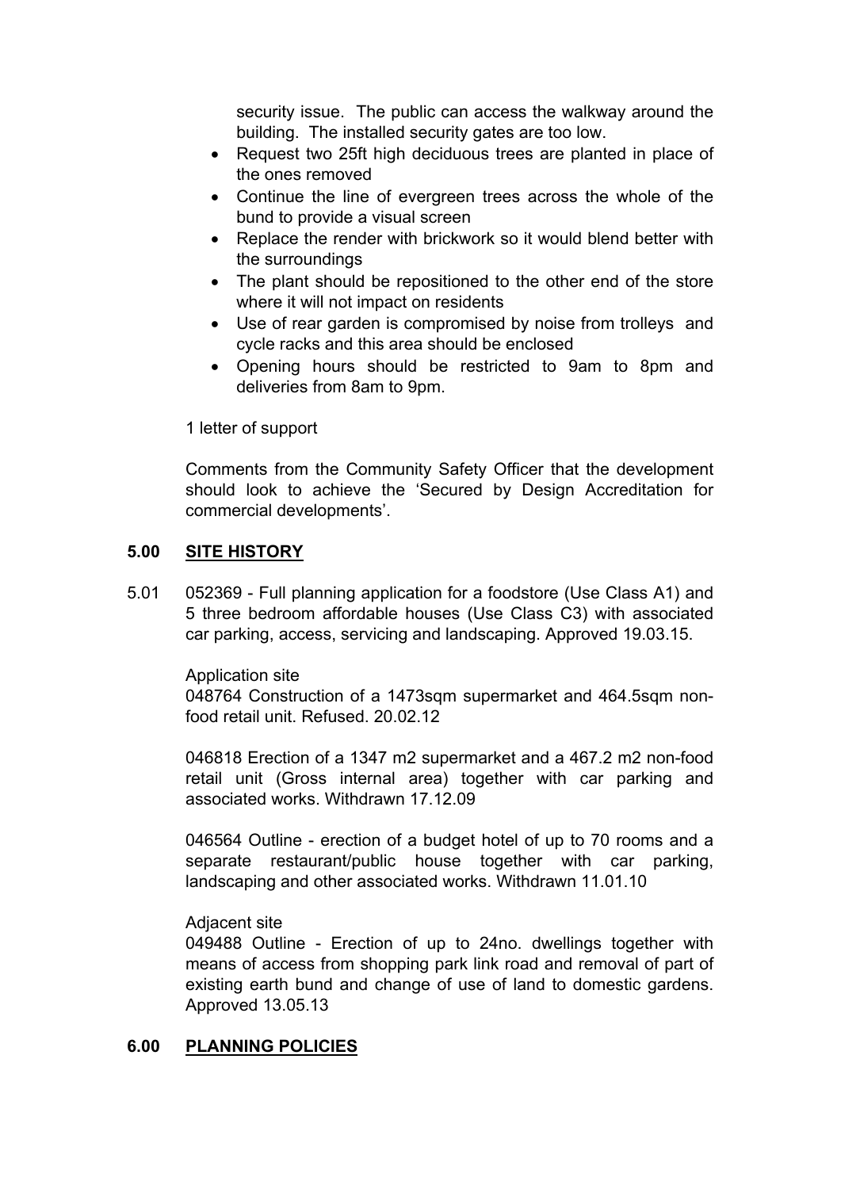security issue. The public can access the walkway around the building. The installed security gates are too low.

- Request two 25ft high deciduous trees are planted in place of the ones removed
- Continue the line of evergreen trees across the whole of the bund to provide a visual screen
- Replace the render with brickwork so it would blend better with the surroundings
- The plant should be repositioned to the other end of the store where it will not impact on residents
- Use of rear garden is compromised by noise from trolleys and cycle racks and this area should be enclosed
- Opening hours should be restricted to 9am to 8pm and deliveries from 8am to 9pm.

1 letter of support

Comments from the Community Safety Officer that the development should look to achieve the 'Secured by Design Accreditation for commercial developments'.

## 5.00 SITE HISTORY

5.01 052369 - Full planning application for a foodstore (Use Class A1) and 5 three bedroom affordable houses (Use Class C3) with associated car parking, access, servicing and landscaping. Approved 19.03.15.

Application site

048764 Construction of a 1473sqm supermarket and 464.5sqm non-food retail unit. Refused. 20.02.12

046818 Erection of a 1347 m2 supermarket and a 467.2 m2 non-food retail unit (Gross internal area) together with car parking and associated works. Withdrawn 17.12.09

046564 Outline - erection of a budget hotel of up to 70 rooms and a separate restaurant/public house together with car parking, landscaping and other associated works. Withdrawn 11.01.10

Adjacent site

049488 Outline - Erection of up to 24no. dwellings together with means of access from shopping park link road and removal of part of existing earth bund and change of use of land to domestic gardens. Approved 13.05.13

## 6.00 PLANNING POLICIES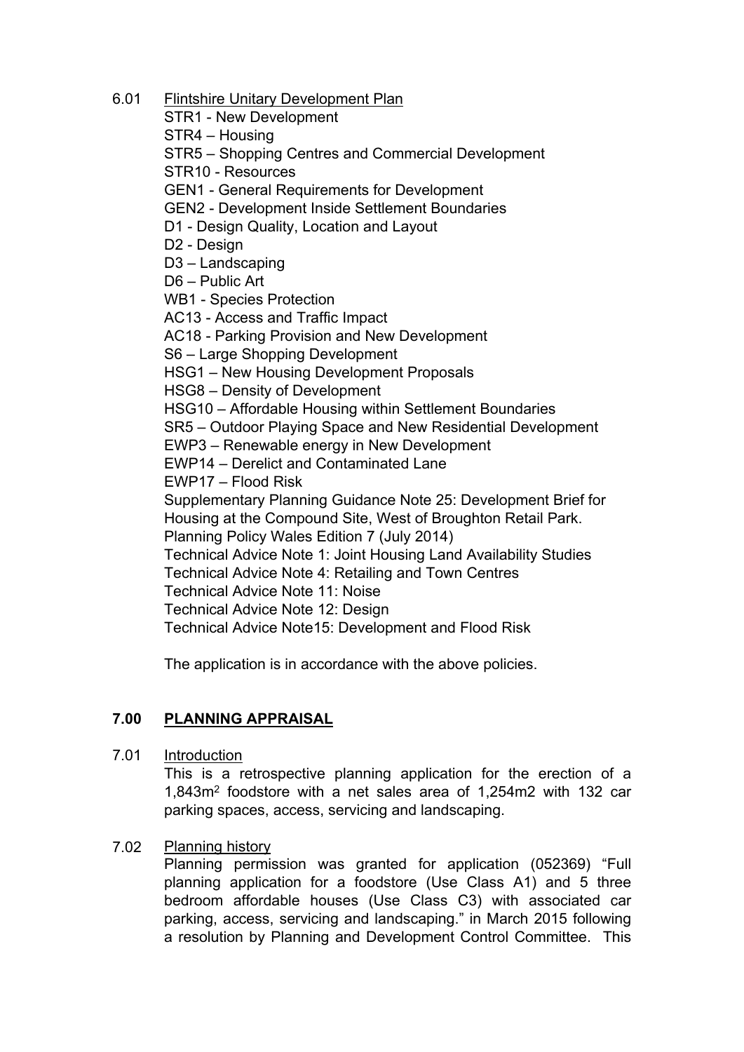6.01 Flintshire Unitary Development Plan

STR1 - New Development
STR4 – Housing
STR5 – Shopping Centres and Commercial Development
STR10 - Resources
GEN1 - General Requirements for Development
GEN2 - Development Inside Settlement Boundaries
D1 - Design Quality, Location and Layout
D2 - Design
D3 – Landscaping
D6 – Public Art
WB1 - Species Protection
AC13 - Access and Traffic Impact
AC18 - Parking Provision and New Development
S6 – Large Shopping Development
HSG1 – New Housing Development Proposals
HSG8 – Density of Development
HSG10 – Affordable Housing within Settlement Boundaries
SR5 – Outdoor Playing Space and New Residential Development
EWP3 – Renewable energy in New Development
EWP14 – Derelict and Contaminated Lane
EWP17 – Flood Risk
Supplementary Planning Guidance Note 25: Development Brief for Housing at the Compound Site, West of Broughton Retail Park.
Planning Policy Wales Edition 7 (July 2014)
Technical Advice Note 1: Joint Housing Land Availability Studies
Technical Advice Note 4: Retailing and Town Centres
Technical Advice Note 11: Noise
Technical Advice Note 12: Design
Technical Advice Note15: Development and Flood Risk

The application is in accordance with the above policies.

## 7.00 PLANNING APPRAISAL

7.01 Introduction

This is a retrospective planning application for the erection of a 1,843m$^2$ foodstore with a net sales area of 1,254m2 with 132 car parking spaces, access, servicing and landscaping.

7.02 Planning history

Planning permission was granted for application (052369) "Full planning application for a foodstore (Use Class A1) and 5 three bedroom affordable houses (Use Class C3) with associated car parking, access, servicing and landscaping." in March 2015 following a resolution by Planning and Development Control Committee. This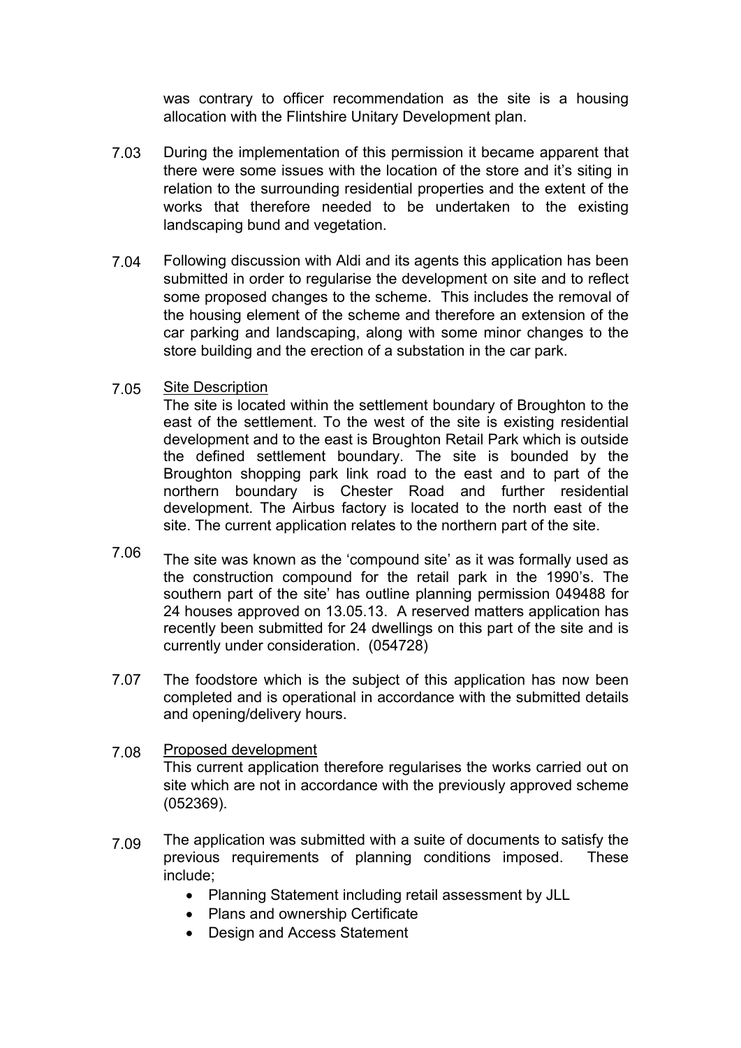was contrary to officer recommendation as the site is a housing allocation with the Flintshire Unitary Development plan.

7.03 During the implementation of this permission it became apparent that there were some issues with the location of the store and it's siting in relation to the surrounding residential properties and the extent of the works that therefore needed to be undertaken to the existing landscaping bund and vegetation.

7.04 Following discussion with Aldi and its agents this application has been submitted in order to regularise the development on site and to reflect some proposed changes to the scheme. This includes the removal of the housing element of the scheme and therefore an extension of the car parking and landscaping, along with some minor changes to the store building and the erection of a substation in the car park.

7.05 Site Description

The site is located within the settlement boundary of Broughton to the east of the settlement. To the west of the site is existing residential development and to the east is Broughton Retail Park which is outside the defined settlement boundary. The site is bounded by the Broughton shopping park link road to the east and to part of the northern boundary is Chester Road and further residential development. The Airbus factory is located to the north east of the site. The current application relates to the northern part of the site.

7.06 The site was known as the 'compound site' as it was formally used as the construction compound for the retail park in the 1990's. The southern part of the site' has outline planning permission 049488 for 24 houses approved on 13.05.13. A reserved matters application has recently been submitted for 24 dwellings on this part of the site and is currently under consideration. (054728)

7.07 The foodstore which is the subject of this application has now been completed and is operational in accordance with the submitted details and opening/delivery hours.

7.08 Proposed development

This current application therefore regularises the works carried out on site which are not in accordance with the previously approved scheme (052369).

7.09 The application was submitted with a suite of documents to satisfy the previous requirements of planning conditions imposed. These include;

- Planning Statement including retail assessment by JLL
- Plans and ownership Certificate
- Design and Access Statement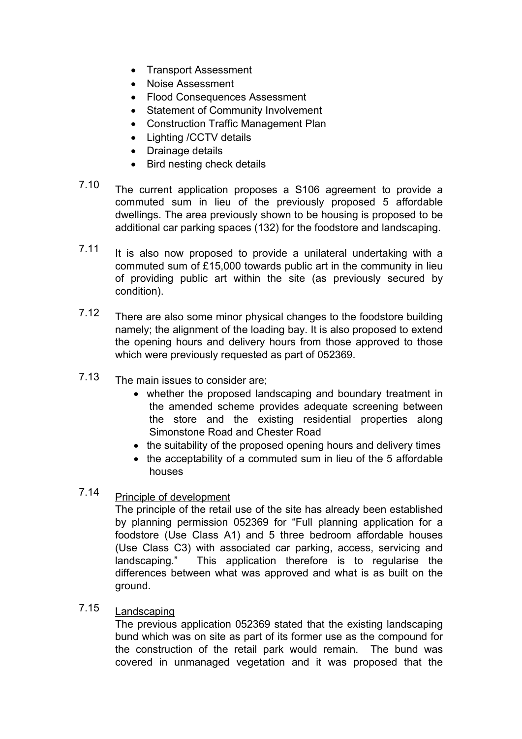- Transport Assessment
- Noise Assessment
- Flood Consequences Assessment
- Statement of Community Involvement
- Construction Traffic Management Plan
- Lighting /CCTV details
- Drainage details
- Bird nesting check details

7.10 The current application proposes a S106 agreement to provide a commuted sum in lieu of the previously proposed 5 affordable dwellings. The area previously shown to be housing is proposed to be additional car parking spaces (132) for the foodstore and landscaping.

7.11 It is also now proposed to provide a unilateral undertaking with a commuted sum of £15,000 towards public art in the community in lieu of providing public art within the site (as previously secured by condition).

7.12 There are also some minor physical changes to the foodstore building namely; the alignment of the loading bay. It is also proposed to extend the opening hours and delivery hours from those approved to those which were previously requested as part of 052369.

7.13 The main issues to consider are;

- whether the proposed landscaping and boundary treatment in the amended scheme provides adequate screening between the store and the existing residential properties along Simonstone Road and Chester Road
- the suitability of the proposed opening hours and delivery times
- the acceptability of a commuted sum in lieu of the 5 affordable houses

7.14 Principle of development

The principle of the retail use of the site has already been established by planning permission 052369 for "Full planning application for a foodstore (Use Class A1) and 5 three bedroom affordable houses (Use Class C3) with associated car parking, access, servicing and landscaping." This application therefore is to regularise the differences between what was approved and what is as built on the ground.

7.15 Landscaping

The previous application 052369 stated that the existing landscaping bund which was on site as part of its former use as the compound for the construction of the retail park would remain. The bund was covered in unmanaged vegetation and it was proposed that the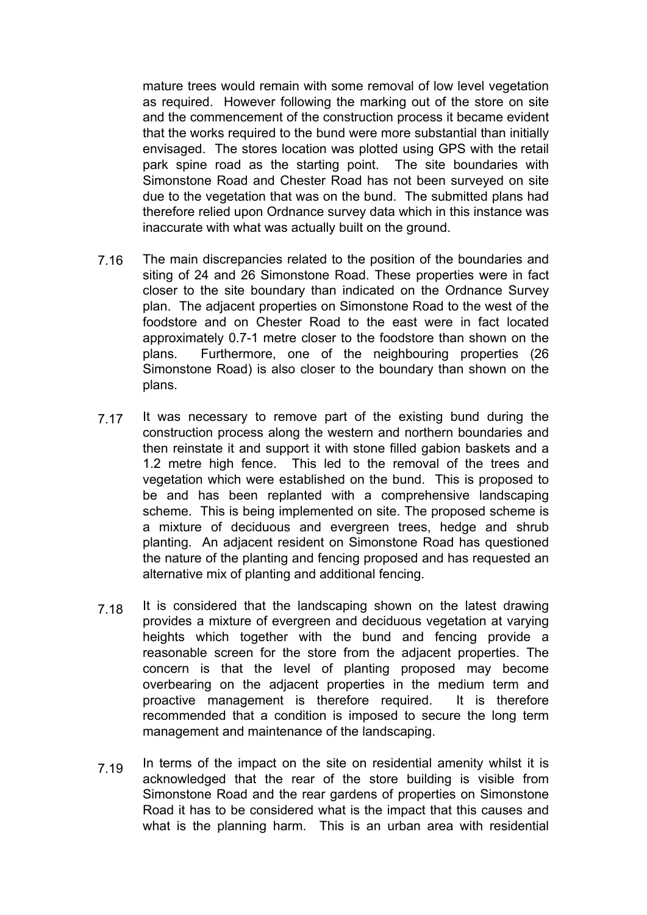mature trees would remain with some removal of low level vegetation as required. However following the marking out of the store on site and the commencement of the construction process it became evident that the works required to the bund were more substantial than initially envisaged. The stores location was plotted using GPS with the retail park spine road as the starting point. The site boundaries with Simonstone Road and Chester Road has not been surveyed on site due to the vegetation that was on the bund. The submitted plans had therefore relied upon Ordnance survey data which in this instance was inaccurate with what was actually built on the ground.

7.16 The main discrepancies related to the position of the boundaries and siting of 24 and 26 Simonstone Road. These properties were in fact closer to the site boundary than indicated on the Ordnance Survey plan. The adjacent properties on Simonstone Road to the west of the foodstore and on Chester Road to the east were in fact located approximately 0.7-1 metre closer to the foodstore than shown on the plans. Furthermore, one of the neighbouring properties (26 Simonstone Road) is also closer to the boundary than shown on the plans.

7.17 It was necessary to remove part of the existing bund during the construction process along the western and northern boundaries and then reinstate it and support it with stone filled gabion baskets and a 1.2 metre high fence. This led to the removal of the trees and vegetation which were established on the bund. This is proposed to be and has been replanted with a comprehensive landscaping scheme. This is being implemented on site. The proposed scheme is a mixture of deciduous and evergreen trees, hedge and shrub planting. An adjacent resident on Simonstone Road has questioned the nature of the planting and fencing proposed and has requested an alternative mix of planting and additional fencing.

7.18 It is considered that the landscaping shown on the latest drawing provides a mixture of evergreen and deciduous vegetation at varying heights which together with the bund and fencing provide a reasonable screen for the store from the adjacent properties. The concern is that the level of planting proposed may become overbearing on the adjacent properties in the medium term and proactive management is therefore required. It is therefore recommended that a condition is imposed to secure the long term management and maintenance of the landscaping.

7.19 In terms of the impact on the site on residential amenity whilst it is acknowledged that the rear of the store building is visible from Simonstone Road and the rear gardens of properties on Simonstone Road it has to be considered what is the impact that this causes and what is the planning harm. This is an urban area with residential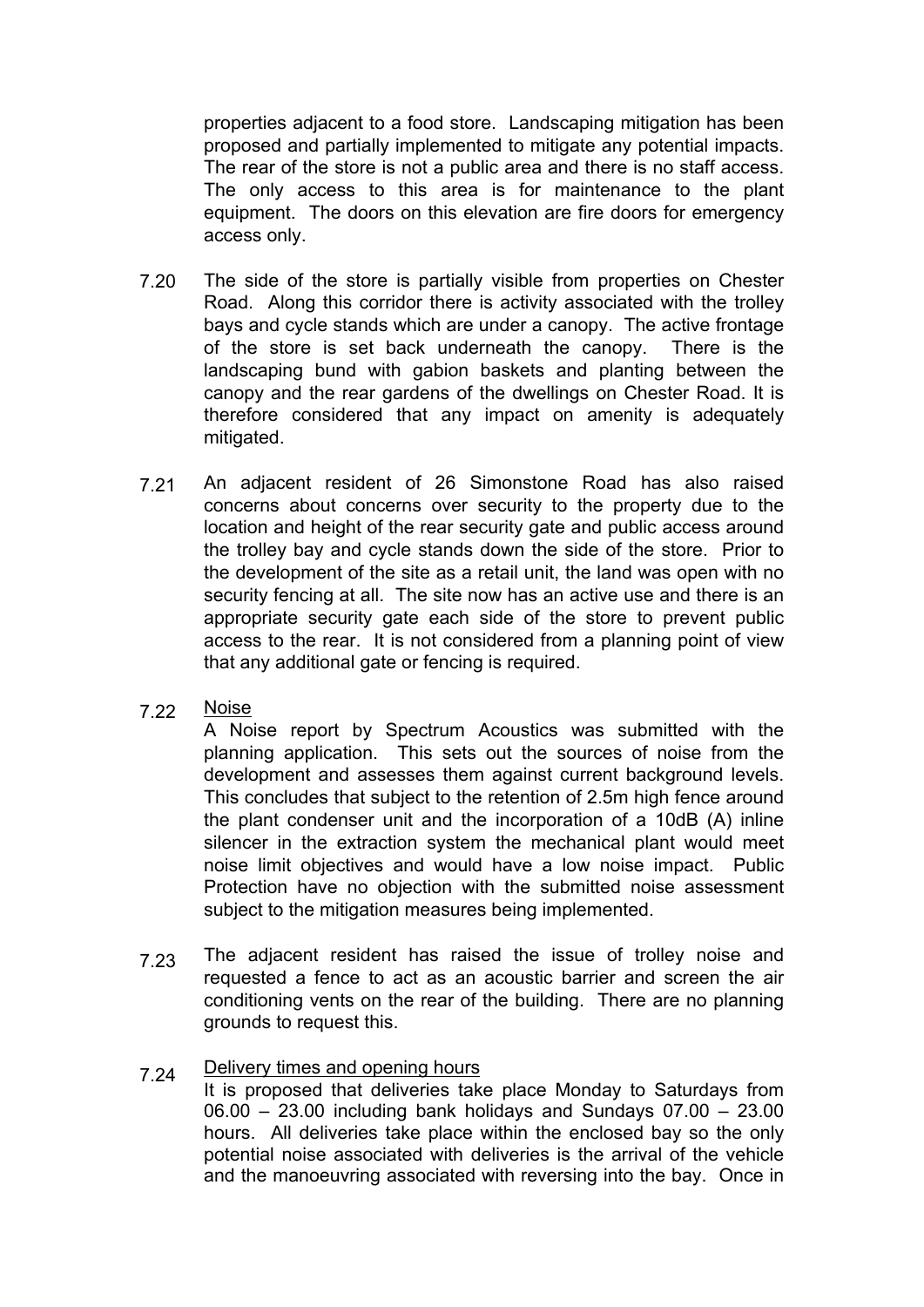properties adjacent to a food store. Landscaping mitigation has been proposed and partially implemented to mitigate any potential impacts. The rear of the store is not a public area and there is no staff access. The only access to this area is for maintenance to the plant equipment. The doors on this elevation are fire doors for emergency access only.

7.20 The side of the store is partially visible from properties on Chester Road. Along this corridor there is activity associated with the trolley bays and cycle stands which are under a canopy. The active frontage of the store is set back underneath the canopy. There is the landscaping bund with gabion baskets and planting between the canopy and the rear gardens of the dwellings on Chester Road. It is therefore considered that any impact on amenity is adequately mitigated.

7.21 An adjacent resident of 26 Simonstone Road has also raised concerns about concerns over security to the property due to the location and height of the rear security gate and public access around the trolley bay and cycle stands down the side of the store. Prior to the development of the site as a retail unit, the land was open with no security fencing at all. The site now has an active use and there is an appropriate security gate each side of the store to prevent public access to the rear. It is not considered from a planning point of view that any additional gate or fencing is required.

7.22 Noise

A Noise report by Spectrum Acoustics was submitted with the planning application. This sets out the sources of noise from the development and assesses them against current background levels. This concludes that subject to the retention of 2.5m high fence around the plant condenser unit and the incorporation of a 10dB (A) inline silencer in the extraction system the mechanical plant would meet noise limit objectives and would have a low noise impact. Public Protection have no objection with the submitted noise assessment subject to the mitigation measures being implemented.

7.23 The adjacent resident has raised the issue of trolley noise and requested a fence to act as an acoustic barrier and screen the air conditioning vents on the rear of the building. There are no planning grounds to request this.

7.24 Delivery times and opening hours

It is proposed that deliveries take place Monday to Saturdays from 06.00 – 23.00 including bank holidays and Sundays 07.00 – 23.00 hours. All deliveries take place within the enclosed bay so the only potential noise associated with deliveries is the arrival of the vehicle and the manoeuvring associated with reversing into the bay. Once in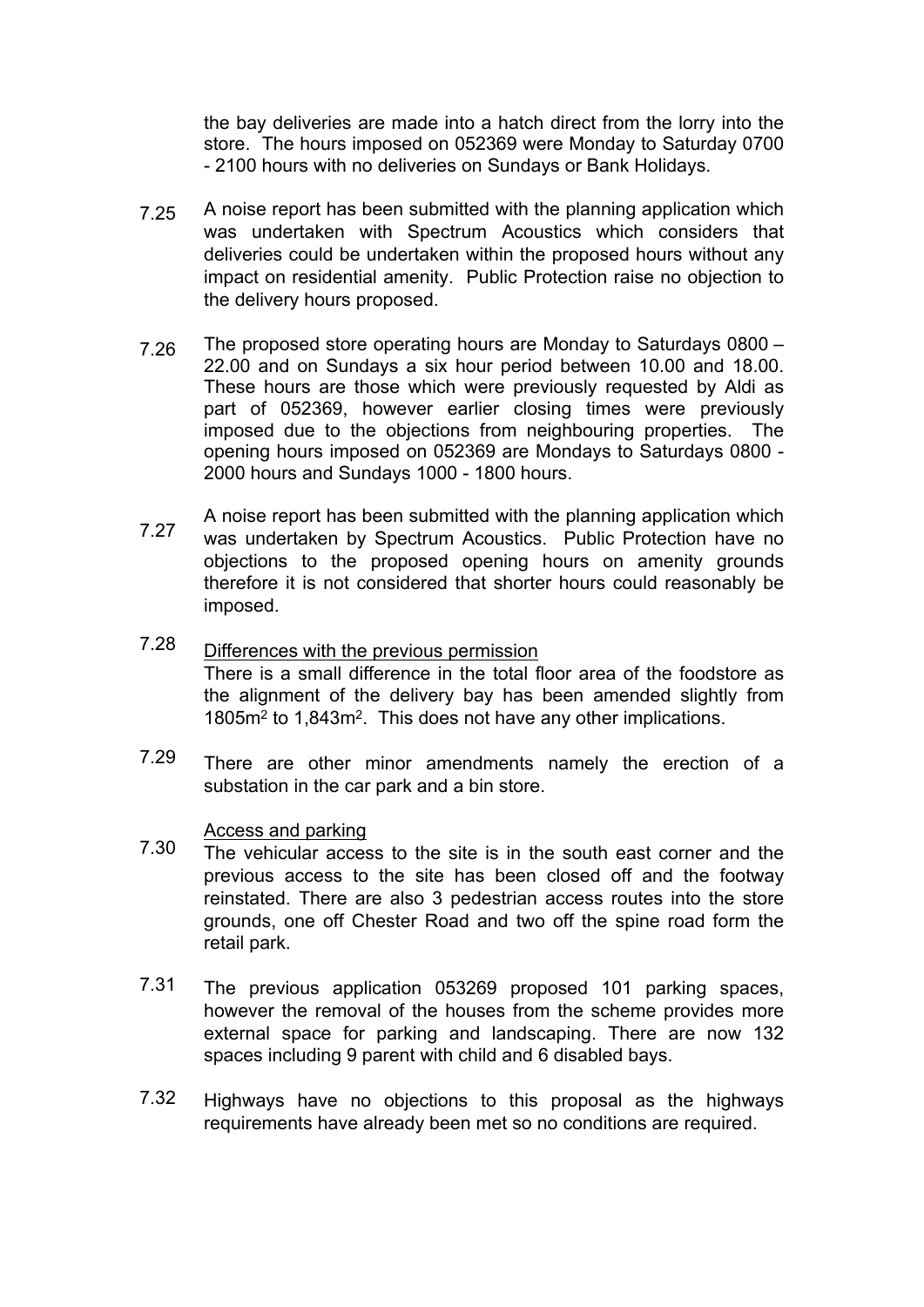the bay deliveries are made into a hatch direct from the lorry into the store. The hours imposed on 052369 were Monday to Saturday 0700 - 2100 hours with no deliveries on Sundays or Bank Holidays.

7.25 A noise report has been submitted with the planning application which was undertaken with Spectrum Acoustics which considers that deliveries could be undertaken within the proposed hours without any impact on residential amenity. Public Protection raise no objection to the delivery hours proposed.

7.26 The proposed store operating hours are Monday to Saturdays 0800 – 22.00 and on Sundays a six hour period between 10.00 and 18.00. These hours are those which were previously requested by Aldi as part of 052369, however earlier closing times were previously imposed due to the objections from neighbouring properties. The opening hours imposed on 052369 are Mondays to Saturdays 0800 - 2000 hours and Sundays 1000 - 1800 hours.

7.27 A noise report has been submitted with the planning application which was undertaken by Spectrum Acoustics. Public Protection have no objections to the proposed opening hours on amenity grounds therefore it is not considered that shorter hours could reasonably be imposed.

7.28 <u>Differences with the previous permission</u>
There is a small difference in the total floor area of the foodstore as the alignment of the delivery bay has been amended slightly from 1805m$^2$ to 1,843m$^2$. This does not have any other implications.

7.29 There are other minor amendments namely the erection of a substation in the car park and a bin store.

<u>Access and parking</u>

7.30 The vehicular access to the site is in the south east corner and the previous access to the site has been closed off and the footway reinstated. There are also 3 pedestrian access routes into the store grounds, one off Chester Road and two off the spine road form the retail park.

7.31 The previous application 053269 proposed 101 parking spaces, however the removal of the houses from the scheme provides more external space for parking and landscaping. There are now 132 spaces including 9 parent with child and 6 disabled bays.

7.32 Highways have no objections to this proposal as the highways requirements have already been met so no conditions are required.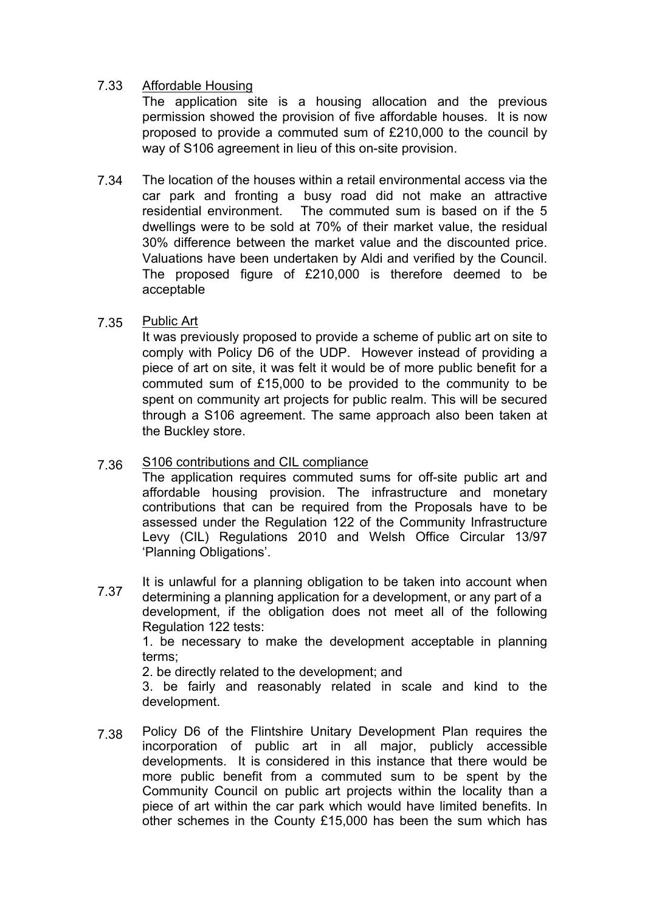7.33 Affordable Housing

The application site is a housing allocation and the previous permission showed the provision of five affordable houses. It is now proposed to provide a commuted sum of £210,000 to the council by way of S106 agreement in lieu of this on-site provision.

7.34 The location of the houses within a retail environmental access via the car park and fronting a busy road did not make an attractive residential environment. The commuted sum is based on if the 5 dwellings were to be sold at 70% of their market value, the residual 30% difference between the market value and the discounted price. Valuations have been undertaken by Aldi and verified by the Council. The proposed figure of £210,000 is therefore deemed to be acceptable

7.35 Public Art

It was previously proposed to provide a scheme of public art on site to comply with Policy D6 of the UDP. However instead of providing a piece of art on site, it was felt it would be of more public benefit for a commuted sum of £15,000 to be provided to the community to be spent on community art projects for public realm. This will be secured through a S106 agreement. The same approach also been taken at the Buckley store.

7.36 S106 contributions and CIL compliance

The application requires commuted sums for off-site public art and affordable housing provision. The infrastructure and monetary contributions that can be required from the Proposals have to be assessed under the Regulation 122 of the Community Infrastructure Levy (CIL) Regulations 2010 and Welsh Office Circular 13/97 'Planning Obligations'.

7.37 It is unlawful for a planning obligation to be taken into account when determining a planning application for a development, or any part of a development, if the obligation does not meet all of the following Regulation 122 tests:

1. be necessary to make the development acceptable in planning terms;
2. be directly related to the development; and
3. be fairly and reasonably related in scale and kind to the development.

7.38 Policy D6 of the Flintshire Unitary Development Plan requires the incorporation of public art in all major, publicly accessible developments. It is considered in this instance that there would be more public benefit from a commuted sum to be spent by the Community Council on public art projects within the locality than a piece of art within the car park which would have limited benefits. In other schemes in the County £15,000 has been the sum which has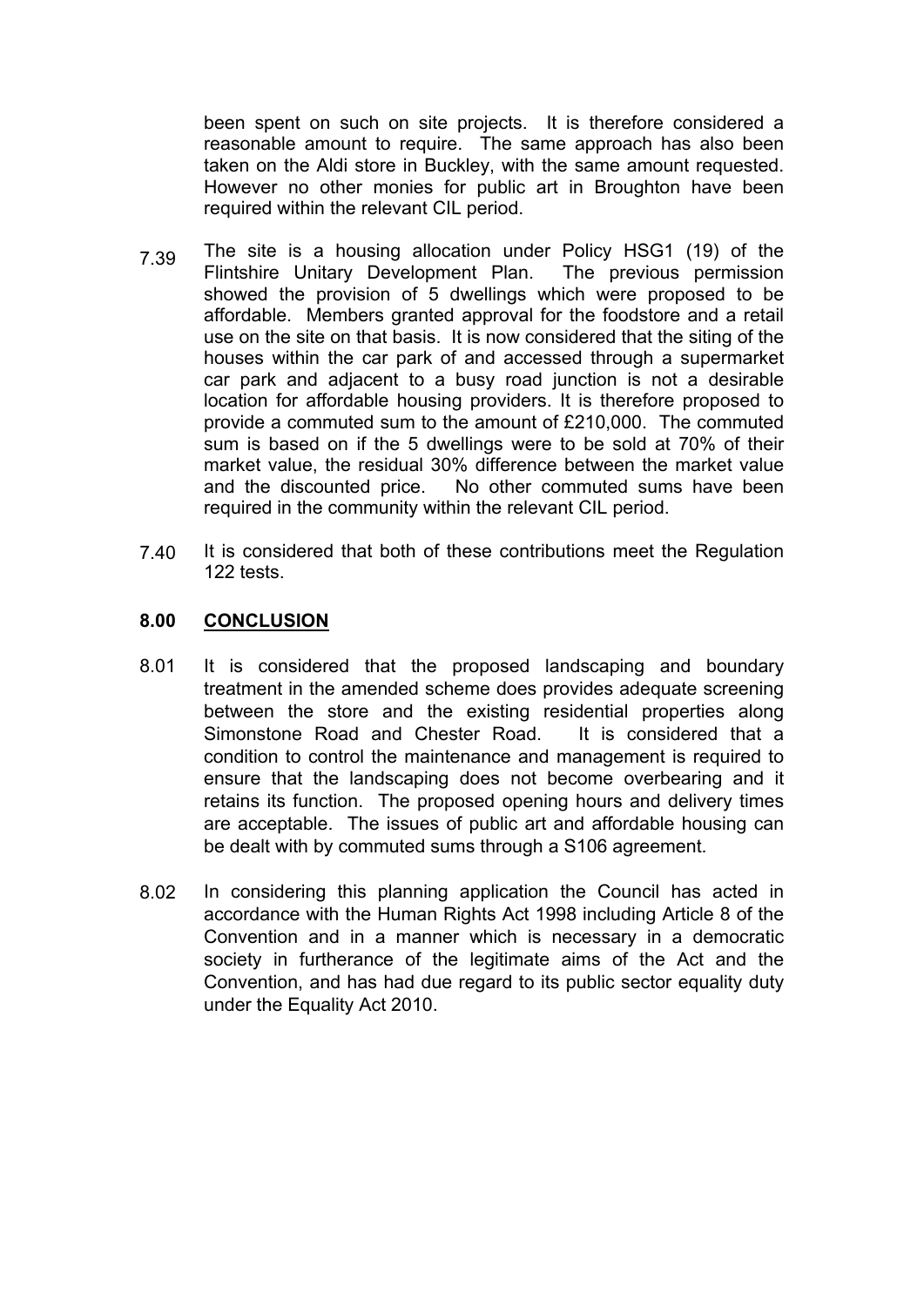been spent on such on site projects. It is therefore considered a reasonable amount to require. The same approach has also been taken on the Aldi store in Buckley, with the same amount requested. However no other monies for public art in Broughton have been required within the relevant CIL period.

7.39 The site is a housing allocation under Policy HSG1 (19) of the Flintshire Unitary Development Plan. The previous permission showed the provision of 5 dwellings which were proposed to be affordable. Members granted approval for the foodstore and a retail use on the site on that basis. It is now considered that the siting of the houses within the car park of and accessed through a supermarket car park and adjacent to a busy road junction is not a desirable location for affordable housing providers. It is therefore proposed to provide a commuted sum to the amount of £210,000. The commuted sum is based on if the 5 dwellings were to be sold at 70% of their market value, the residual 30% difference between the market value and the discounted price. No other commuted sums have been required in the community within the relevant CIL period.

7.40 It is considered that both of these contributions meet the Regulation 122 tests.

## 8.00 CONCLUSION

8.01 It is considered that the proposed landscaping and boundary treatment in the amended scheme does provides adequate screening between the store and the existing residential properties along Simonstone Road and Chester Road. It is considered that a condition to control the maintenance and management is required to ensure that the landscaping does not become overbearing and it retains its function. The proposed opening hours and delivery times are acceptable. The issues of public art and affordable housing can be dealt with by commuted sums through a S106 agreement.

8.02 In considering this planning application the Council has acted in accordance with the Human Rights Act 1998 including Article 8 of the Convention and in a manner which is necessary in a democratic society in furtherance of the legitimate aims of the Act and the Convention, and has had due regard to its public sector equality duty under the Equality Act 2010.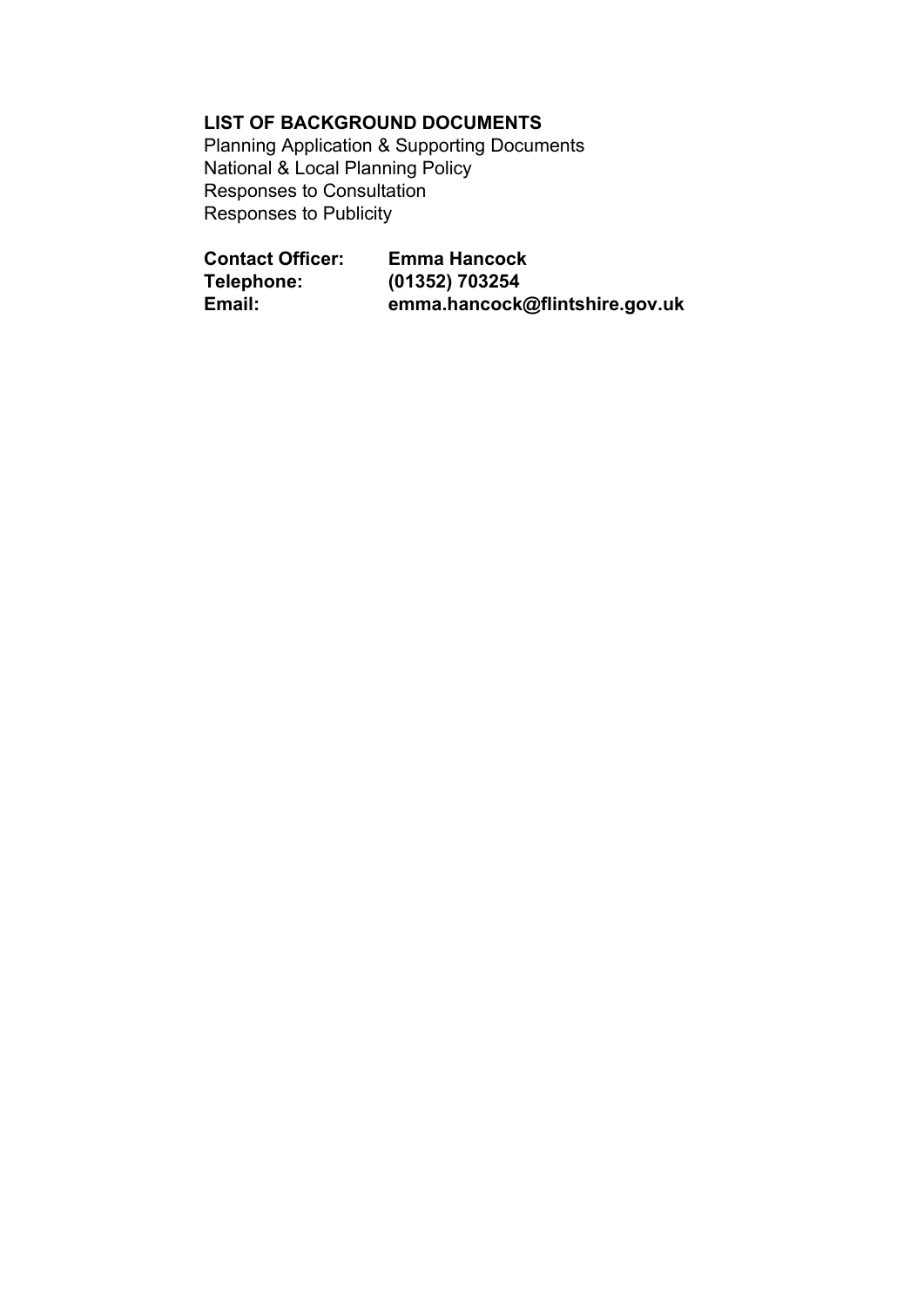**LIST OF BACKGROUND DOCUMENTS**

Planning Application & Supporting Documents
National & Local Planning Policy
Responses to Consultation
Responses to Publicity

| | |
|---|---|
| **Contact Officer:** | **Emma Hancock** |
| **Telephone:** | **(01352) 703254** |
| **Email:** | **emma.hancock@flintshire.gov.uk** |